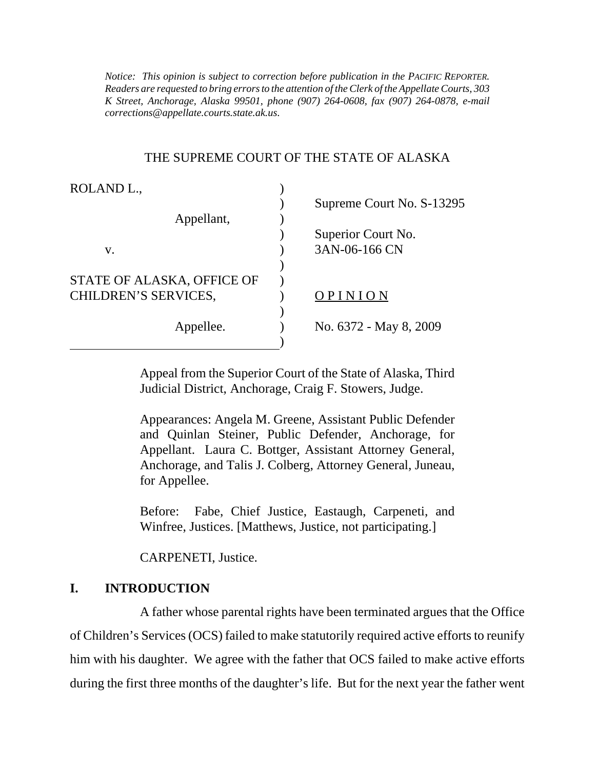*Notice: This opinion is subject to correction before publication in the PACIFIC REPORTER. Readers are requested to bring errors to the attention of the Clerk of the Appellate Courts, 303 K Street, Anchorage, Alaska 99501, phone (907) 264-0608, fax (907) 264-0878, e-mail corrections@appellate.courts.state.ak.us.*

THE SUPREME COURT OF THE STATE OF ALASKA

| | |
|---|---|
| ROLAND L., | Supreme Court No. S-13295 |
| Appellant, | |
| v. | Superior Court No. 3AN-06-166 CN |
| STATE OF ALASKA, OFFICE OF CHILDREN'S SERVICES, | O P I N I O N |
| Appellee. | No. 6372 - May 8, 2009 |

Appeal from the Superior Court of the State of Alaska, Third Judicial District, Anchorage, Craig F. Stowers, Judge.

Appearances: Angela M. Greene, Assistant Public Defender and Quinlan Steiner, Public Defender, Anchorage, for Appellant. Laura C. Bottger, Assistant Attorney General, Anchorage, and Talis J. Colberg, Attorney General, Juneau, for Appellee.

Before: Fabe, Chief Justice, Eastaugh, Carpeneti, and Winfree, Justices. [Matthews, Justice, not participating.]

CARPENETI, Justice.

## I. INTRODUCTION

A father whose parental rights have been terminated argues that the Office of Children's Services (OCS) failed to make statutorily required active efforts to reunify him with his daughter. We agree with the father that OCS failed to make active efforts during the first three months of the daughter's life. But for the next year the father went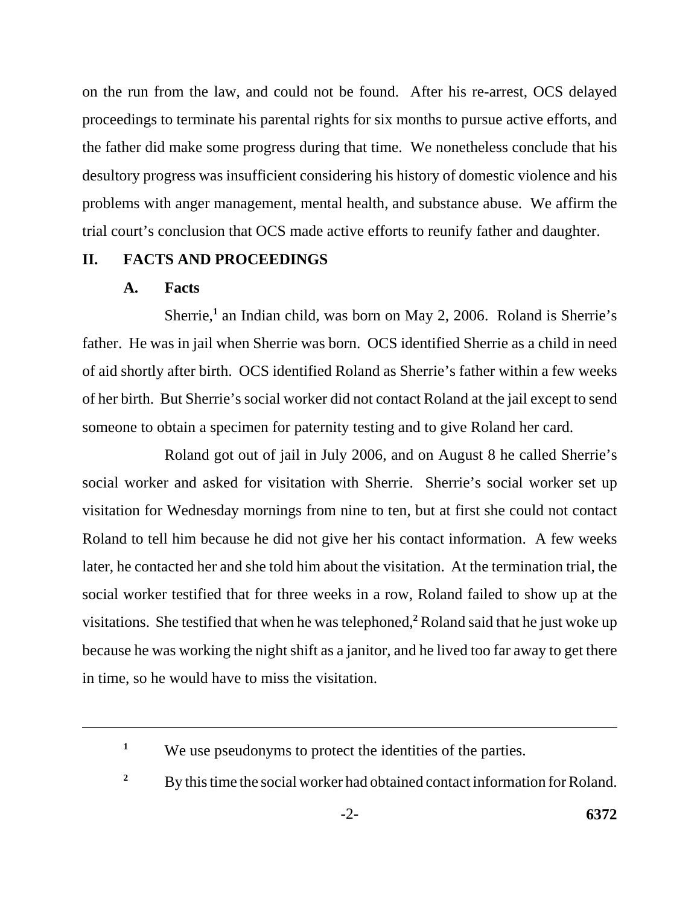on the run from the law, and could not be found. After his re-arrest, OCS delayed proceedings to terminate his parental rights for six months to pursue active efforts, and the father did make some progress during that time. We nonetheless conclude that his desultory progress was insufficient considering his history of domestic violence and his problems with anger management, mental health, and substance abuse. We affirm the trial court's conclusion that OCS made active efforts to reunify father and daughter.

## II. FACTS AND PROCEEDINGS

### A. Facts

Sherrie,[1] an Indian child, was born on May 2, 2006. Roland is Sherrie's father. He was in jail when Sherrie was born. OCS identified Sherrie as a child in need of aid shortly after birth. OCS identified Roland as Sherrie's father within a few weeks of her birth. But Sherrie's social worker did not contact Roland at the jail except to send someone to obtain a specimen for paternity testing and to give Roland her card.

Roland got out of jail in July 2006, and on August 8 he called Sherrie's social worker and asked for visitation with Sherrie. Sherrie's social worker set up visitation for Wednesday mornings from nine to ten, but at first she could not contact Roland to tell him because he did not give her his contact information. A few weeks later, he contacted her and she told him about the visitation. At the termination trial, the social worker testified that for three weeks in a row, Roland failed to show up at the visitations. She testified that when he was telephoned,[2] Roland said that he just woke up because he was working the night shift as a janitor, and he lived too far away to get there in time, so he would have to miss the visitation.

---

[1] We use pseudonyms to protect the identities of the parties.

[2] By this time the social worker had obtained contact information for Roland.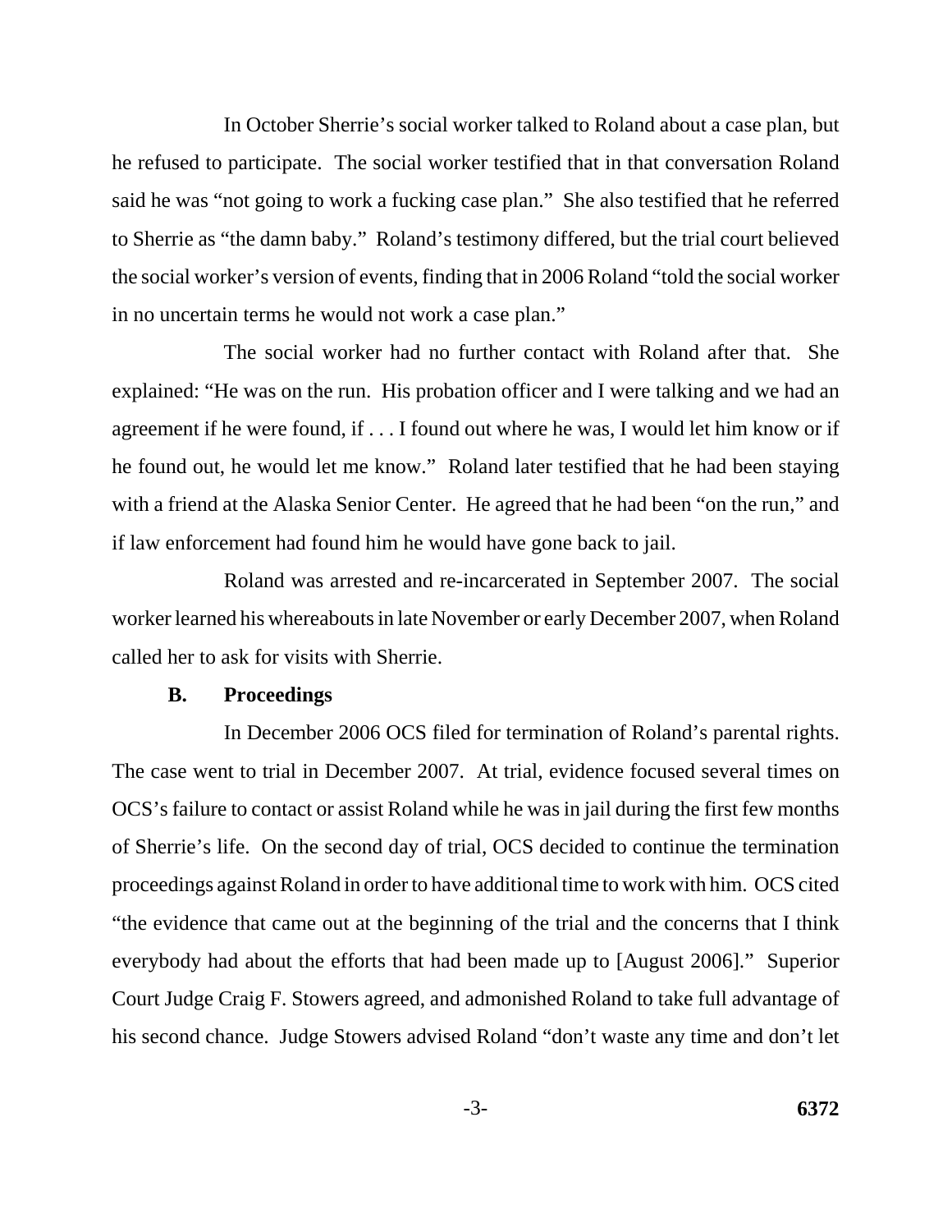In October Sherrie's social worker talked to Roland about a case plan, but he refused to participate. The social worker testified that in that conversation Roland said he was "not going to work a fucking case plan." She also testified that he referred to Sherrie as "the damn baby." Roland's testimony differed, but the trial court believed the social worker's version of events, finding that in 2006 Roland "told the social worker in no uncertain terms he would not work a case plan."

The social worker had no further contact with Roland after that. She explained: "He was on the run. His probation officer and I were talking and we had an agreement if he were found, if . . . I found out where he was, I would let him know or if he found out, he would let me know." Roland later testified that he had been staying with a friend at the Alaska Senior Center. He agreed that he had been "on the run," and if law enforcement had found him he would have gone back to jail.

Roland was arrested and re-incarcerated in September 2007. The social worker learned his whereabouts in late November or early December 2007, when Roland called her to ask for visits with Sherrie.

### B. Proceedings

In December 2006 OCS filed for termination of Roland's parental rights. The case went to trial in December 2007. At trial, evidence focused several times on OCS's failure to contact or assist Roland while he was in jail during the first few months of Sherrie's life. On the second day of trial, OCS decided to continue the termination proceedings against Roland in order to have additional time to work with him. OCS cited "the evidence that came out at the beginning of the trial and the concerns that I think everybody had about the efforts that had been made up to [August 2006]." Superior Court Judge Craig F. Stowers agreed, and admonished Roland to take full advantage of his second chance. Judge Stowers advised Roland "don't waste any time and don't let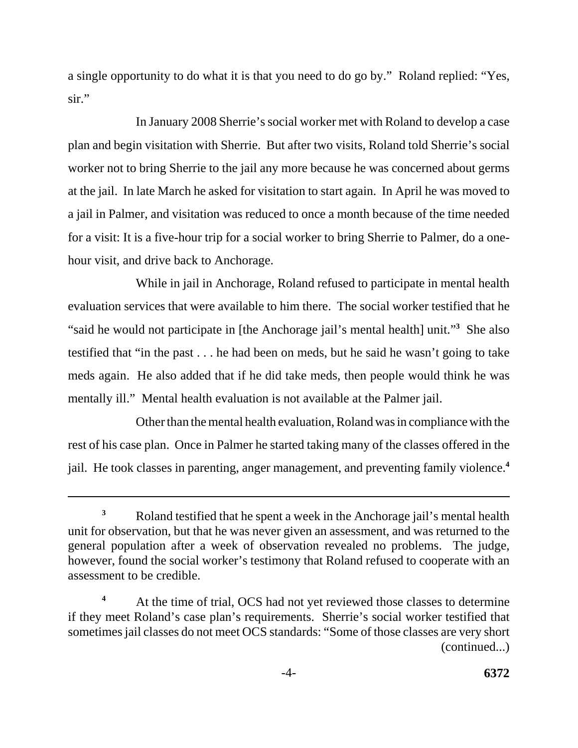a single opportunity to do what it is that you need to do go by." Roland replied: "Yes, sir."

In January 2008 Sherrie's social worker met with Roland to develop a case plan and begin visitation with Sherrie. But after two visits, Roland told Sherrie's social worker not to bring Sherrie to the jail any more because he was concerned about germs at the jail. In late March he asked for visitation to start again. In April he was moved to a jail in Palmer, and visitation was reduced to once a month because of the time needed for a visit: It is a five-hour trip for a social worker to bring Sherrie to Palmer, do a one-hour visit, and drive back to Anchorage.

While in jail in Anchorage, Roland refused to participate in mental health evaluation services that were available to him there. The social worker testified that he "said he would not participate in [the Anchorage jail's mental health] unit."[3] She also testified that "in the past . . . he had been on meds, but he said he wasn't going to take meds again. He also added that if he did take meds, then people would think he was mentally ill." Mental health evaluation is not available at the Palmer jail.

Other than the mental health evaluation, Roland was in compliance with the rest of his case plan. Once in Palmer he started taking many of the classes offered in the jail. He took classes in parenting, anger management, and preventing family violence.[4]

---

[3] Roland testified that he spent a week in the Anchorage jail's mental health unit for observation, but that he was never given an assessment, and was returned to the general population after a week of observation revealed no problems. The judge, however, found the social worker's testimony that Roland refused to cooperate with an assessment to be credible.

[4] At the time of trial, OCS had not yet reviewed those classes to determine if they meet Roland's case plan's requirements. Sherrie's social worker testified that sometimes jail classes do not meet OCS standards: "Some of those classes are very short (continued...)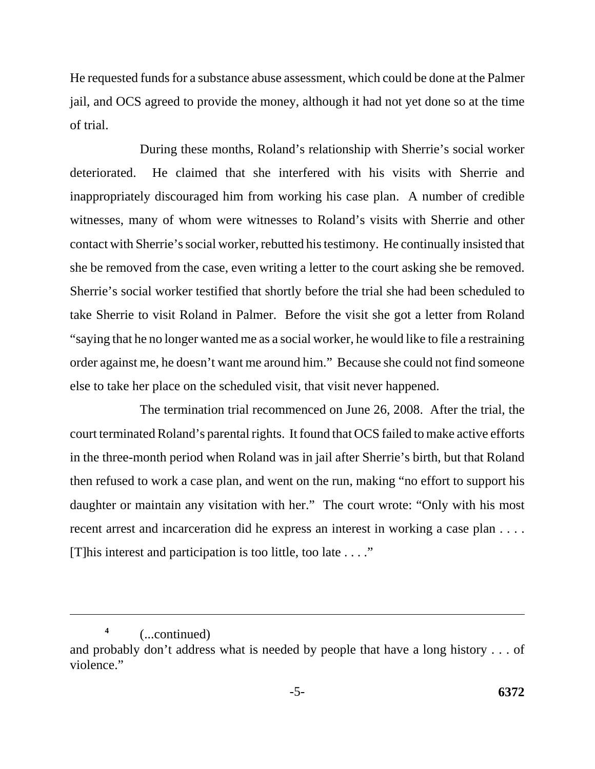He requested funds for a substance abuse assessment, which could be done at the Palmer jail, and OCS agreed to provide the money, although it had not yet done so at the time of trial.

During these months, Roland's relationship with Sherrie's social worker deteriorated. He claimed that she interfered with his visits with Sherrie and inappropriately discouraged him from working his case plan. A number of credible witnesses, many of whom were witnesses to Roland's visits with Sherrie and other contact with Sherrie's social worker, rebutted his testimony. He continually insisted that she be removed from the case, even writing a letter to the court asking she be removed. Sherrie's social worker testified that shortly before the trial she had been scheduled to take Sherrie to visit Roland in Palmer. Before the visit she got a letter from Roland "saying that he no longer wanted me as a social worker, he would like to file a restraining order against me, he doesn't want me around him." Because she could not find someone else to take her place on the scheduled visit, that visit never happened.

The termination trial recommenced on June 26, 2008. After the trial, the court terminated Roland's parental rights. It found that OCS failed to make active efforts in the three-month period when Roland was in jail after Sherrie's birth, but that Roland then refused to work a case plan, and went on the run, making "no effort to support his daughter or maintain any visitation with her." The court wrote: "Only with his most recent arrest and incarceration did he express an interest in working a case plan . . . . [T]his interest and participation is too little, too late . . . ."

---

[4] (...continued)
and probably don't address what is needed by people that have a long history . . . of violence."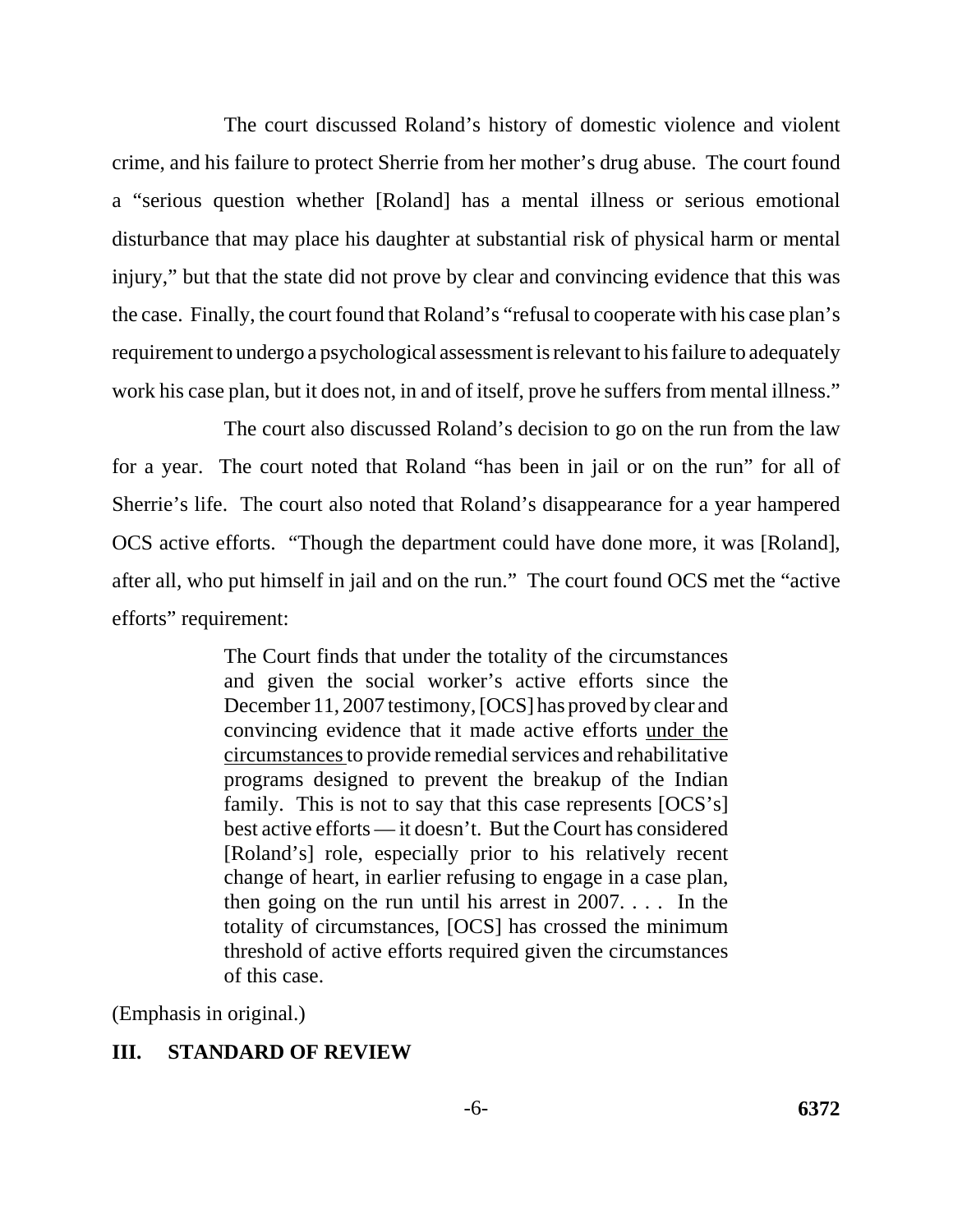The court discussed Roland's history of domestic violence and violent crime, and his failure to protect Sherrie from her mother's drug abuse. The court found a "serious question whether [Roland] has a mental illness or serious emotional disturbance that may place his daughter at substantial risk of physical harm or mental injury," but that the state did not prove by clear and convincing evidence that this was the case. Finally, the court found that Roland's "refusal to cooperate with his case plan's requirement to undergo a psychological assessment is relevant to his failure to adequately work his case plan, but it does not, in and of itself, prove he suffers from mental illness."

The court also discussed Roland's decision to go on the run from the law for a year. The court noted that Roland "has been in jail or on the run" for all of Sherrie's life. The court also noted that Roland's disappearance for a year hampered OCS active efforts. "Though the department could have done more, it was [Roland], after all, who put himself in jail and on the run." The court found OCS met the "active efforts" requirement:

> The Court finds that under the totality of the circumstances and given the social worker's active efforts since the December 11, 2007 testimony, [OCS] has proved by clear and convincing evidence that it made active efforts <u>under the circumstances</u> to provide remedial services and rehabilitative programs designed to prevent the breakup of the Indian family. This is not to say that this case represents [OCS's] best active efforts — it doesn't. But the Court has considered [Roland's] role, especially prior to his relatively recent change of heart, in earlier refusing to engage in a case plan, then going on the run until his arrest in 2007. . . . In the totality of circumstances, [OCS] has crossed the minimum threshold of active efforts required given the circumstances of this case.

(Emphasis in original.)

## III. STANDARD OF REVIEW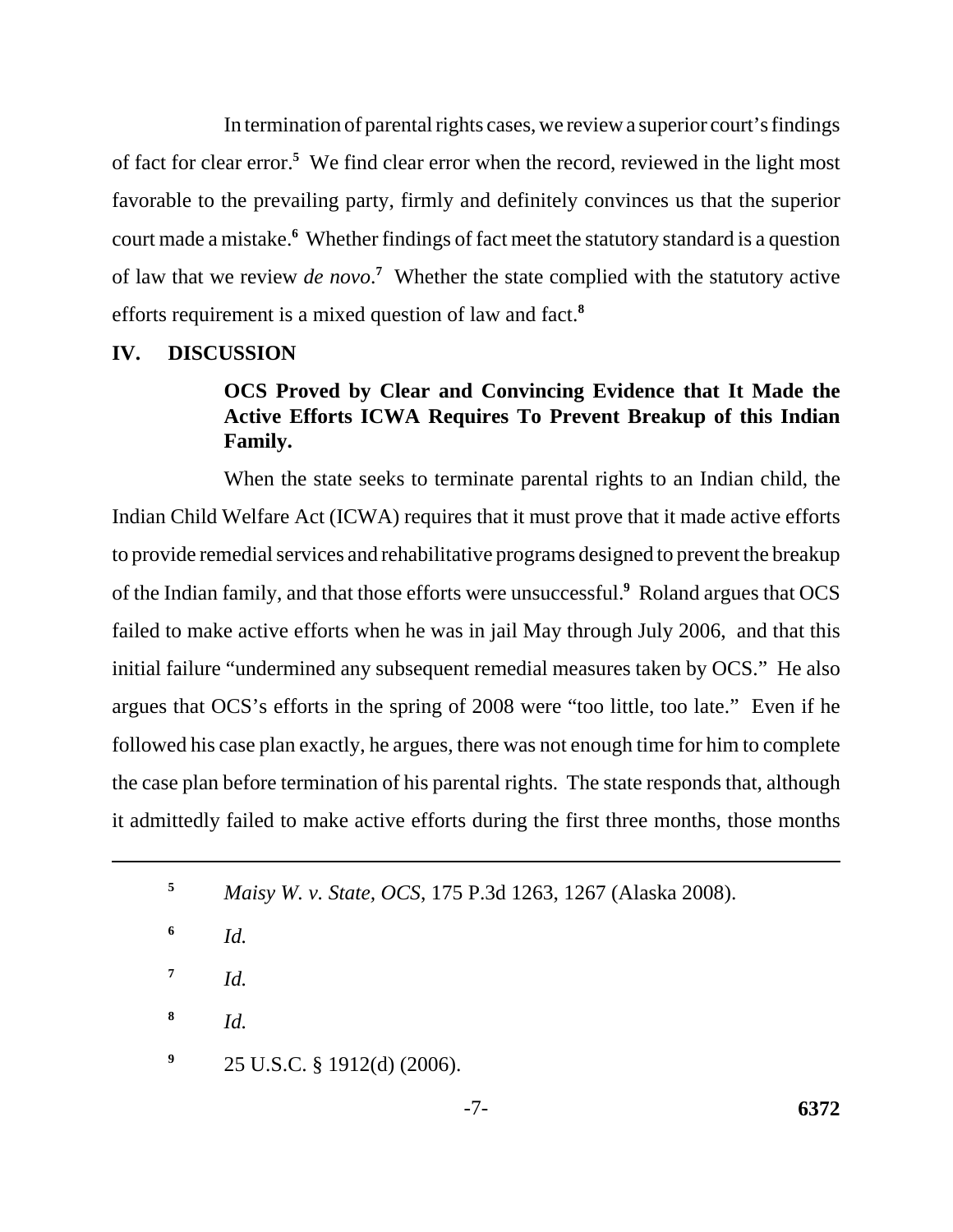In termination of parental rights cases, we review a superior court's findings of fact for clear error.[5] We find clear error when the record, reviewed in the light most favorable to the prevailing party, firmly and definitely convinces us that the superior court made a mistake.[6] Whether findings of fact meet the statutory standard is a question of law that we review *de novo*.[7] Whether the state complied with the statutory active efforts requirement is a mixed question of law and fact.[8]

## IV. DISCUSSION

### OCS Proved by Clear and Convincing Evidence that It Made the Active Efforts ICWA Requires To Prevent Breakup of this Indian Family.

When the state seeks to terminate parental rights to an Indian child, the Indian Child Welfare Act (ICWA) requires that it must prove that it made active efforts to provide remedial services and rehabilitative programs designed to prevent the breakup of the Indian family, and that those efforts were unsuccessful.[9] Roland argues that OCS failed to make active efforts when he was in jail May through July 2006, and that this initial failure "undermined any subsequent remedial measures taken by OCS." He also argues that OCS's efforts in the spring of 2008 were "too little, too late." Even if he followed his case plan exactly, he argues, there was not enough time for him to complete the case plan before termination of his parental rights. The state responds that, although it admittedly failed to make active efforts during the first three months, those months

---

[5] *Maisy W. v. State, OCS*, 175 P.3d 1263, 1267 (Alaska 2008).

[6] *Id.*

[7] *Id.*

[8] *Id.*

[9] 25 U.S.C. § 1912(d) (2006).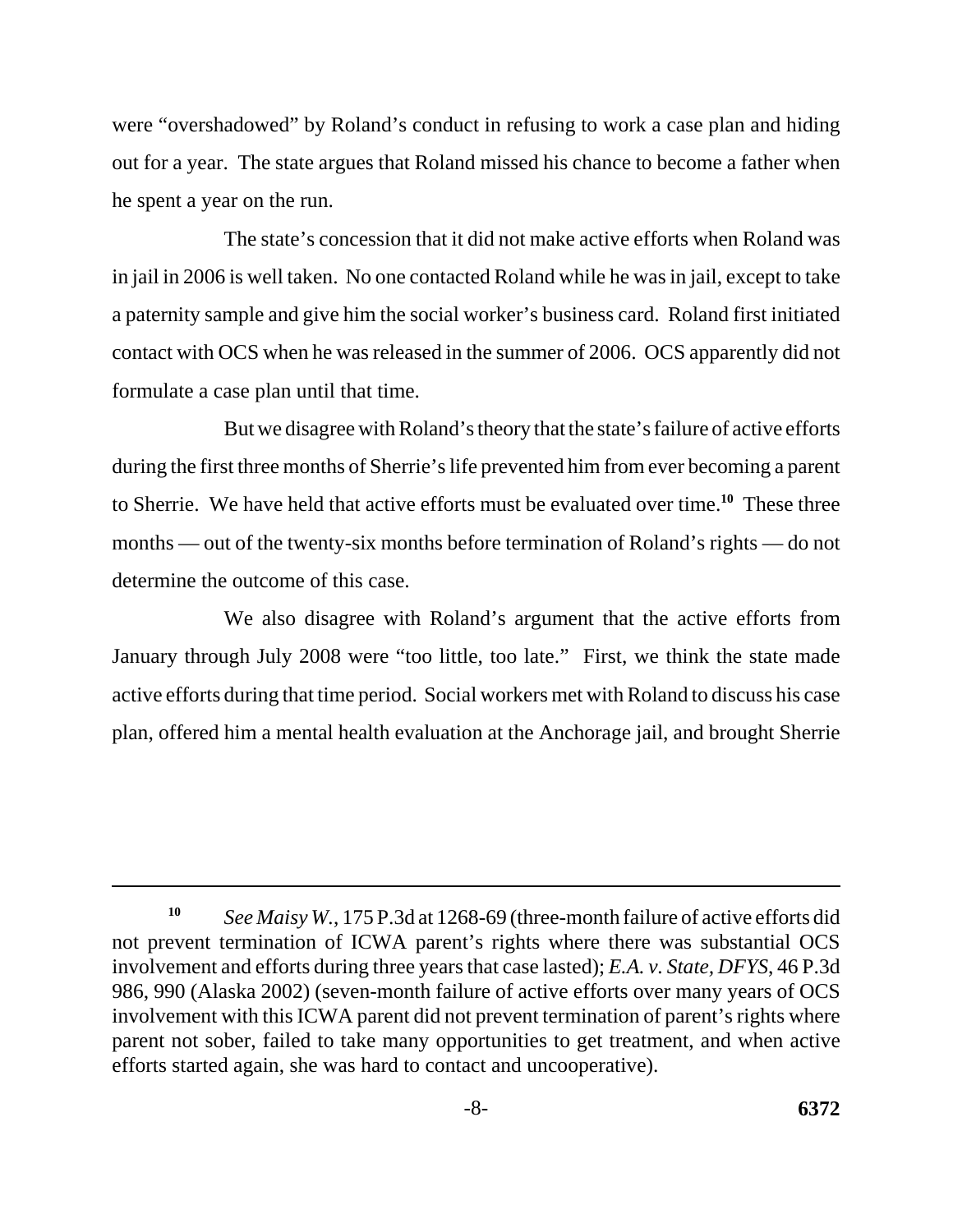were "overshadowed" by Roland's conduct in refusing to work a case plan and hiding out for a year. The state argues that Roland missed his chance to become a father when he spent a year on the run.

The state's concession that it did not make active efforts when Roland was in jail in 2006 is well taken. No one contacted Roland while he was in jail, except to take a paternity sample and give him the social worker's business card. Roland first initiated contact with OCS when he was released in the summer of 2006. OCS apparently did not formulate a case plan until that time.

But we disagree with Roland's theory that the state's failure of active efforts during the first three months of Sherrie's life prevented him from ever becoming a parent to Sherrie. We have held that active efforts must be evaluated over time.[10] These three months — out of the twenty-six months before termination of Roland's rights — do not determine the outcome of this case.

We also disagree with Roland's argument that the active efforts from January through July 2008 were "too little, too late." First, we think the state made active efforts during that time period. Social workers met with Roland to discuss his case plan, offered him a mental health evaluation at the Anchorage jail, and brought Sherrie

---

[10] *See Maisy W.*, 175 P.3d at 1268-69 (three-month failure of active efforts did not prevent termination of ICWA parent's rights where there was substantial OCS involvement and efforts during three years that case lasted); *E.A. v. State, DFYS*, 46 P.3d 986, 990 (Alaska 2002) (seven-month failure of active efforts over many years of OCS involvement with this ICWA parent did not prevent termination of parent's rights where parent not sober, failed to take many opportunities to get treatment, and when active efforts started again, she was hard to contact and uncooperative).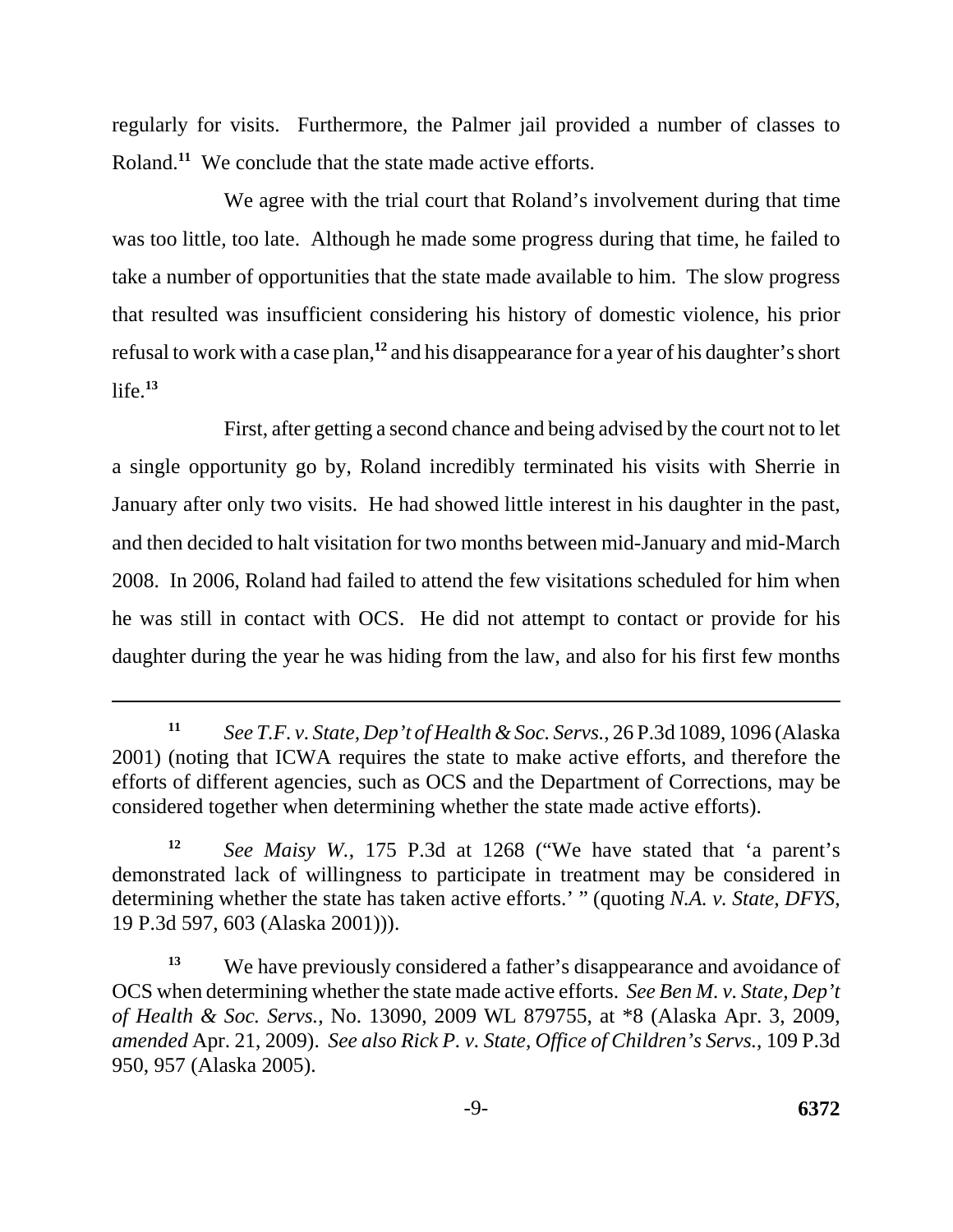regularly for visits. Furthermore, the Palmer jail provided a number of classes to Roland.[11] We conclude that the state made active efforts.

We agree with the trial court that Roland's involvement during that time was too little, too late. Although he made some progress during that time, he failed to take a number of opportunities that the state made available to him. The slow progress that resulted was insufficient considering his history of domestic violence, his prior refusal to work with a case plan,[12] and his disappearance for a year of his daughter's short life.[13]

First, after getting a second chance and being advised by the court not to let a single opportunity go by, Roland incredibly terminated his visits with Sherrie in January after only two visits. He had showed little interest in his daughter in the past, and then decided to halt visitation for two months between mid-January and mid-March 2008. In 2006, Roland had failed to attend the few visitations scheduled for him when he was still in contact with OCS. He did not attempt to contact or provide for his daughter during the year he was hiding from the law, and also for his first few months

---

[11] *See T.F. v. State, Dep't of Health & Soc. Servs.*, 26 P.3d 1089, 1096 (Alaska 2001) (noting that ICWA requires the state to make active efforts, and therefore the efforts of different agencies, such as OCS and the Department of Corrections, may be considered together when determining whether the state made active efforts).

[12] *See Maisy W.*, 175 P.3d at 1268 ("We have stated that 'a parent's demonstrated lack of willingness to participate in treatment may be considered in determining whether the state has taken active efforts.' " (quoting *N.A. v. State, DFYS*, 19 P.3d 597, 603 (Alaska 2001))).

[13] We have previously considered a father's disappearance and avoidance of OCS when determining whether the state made active efforts. *See Ben M. v. State, Dep't of Health & Soc. Servs.*, No. 13090, 2009 WL 879755, at *8 (Alaska Apr. 3, 2009, *amended* Apr. 21, 2009). *See also Rick P. v. State, Office of Children's Servs.*, 109 P.3d 950, 957 (Alaska 2005).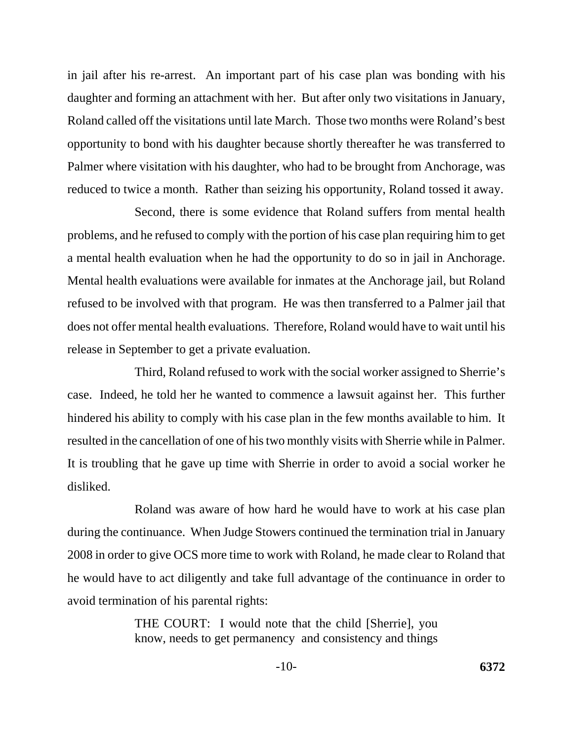in jail after his re-arrest. An important part of his case plan was bonding with his daughter and forming an attachment with her. But after only two visitations in January, Roland called off the visitations until late March. Those two months were Roland's best opportunity to bond with his daughter because shortly thereafter he was transferred to Palmer where visitation with his daughter, who had to be brought from Anchorage, was reduced to twice a month. Rather than seizing his opportunity, Roland tossed it away.

Second, there is some evidence that Roland suffers from mental health problems, and he refused to comply with the portion of his case plan requiring him to get a mental health evaluation when he had the opportunity to do so in jail in Anchorage. Mental health evaluations were available for inmates at the Anchorage jail, but Roland refused to be involved with that program. He was then transferred to a Palmer jail that does not offer mental health evaluations. Therefore, Roland would have to wait until his release in September to get a private evaluation.

Third, Roland refused to work with the social worker assigned to Sherrie's case. Indeed, he told her he wanted to commence a lawsuit against her. This further hindered his ability to comply with his case plan in the few months available to him. It resulted in the cancellation of one of his two monthly visits with Sherrie while in Palmer. It is troubling that he gave up time with Sherrie in order to avoid a social worker he disliked.

Roland was aware of how hard he would have to work at his case plan during the continuance. When Judge Stowers continued the termination trial in January 2008 in order to give OCS more time to work with Roland, he made clear to Roland that he would have to act diligently and take full advantage of the continuance in order to avoid termination of his parental rights:

> THE COURT: I would note that the child [Sherrie], you know, needs to get permanency and consistency and things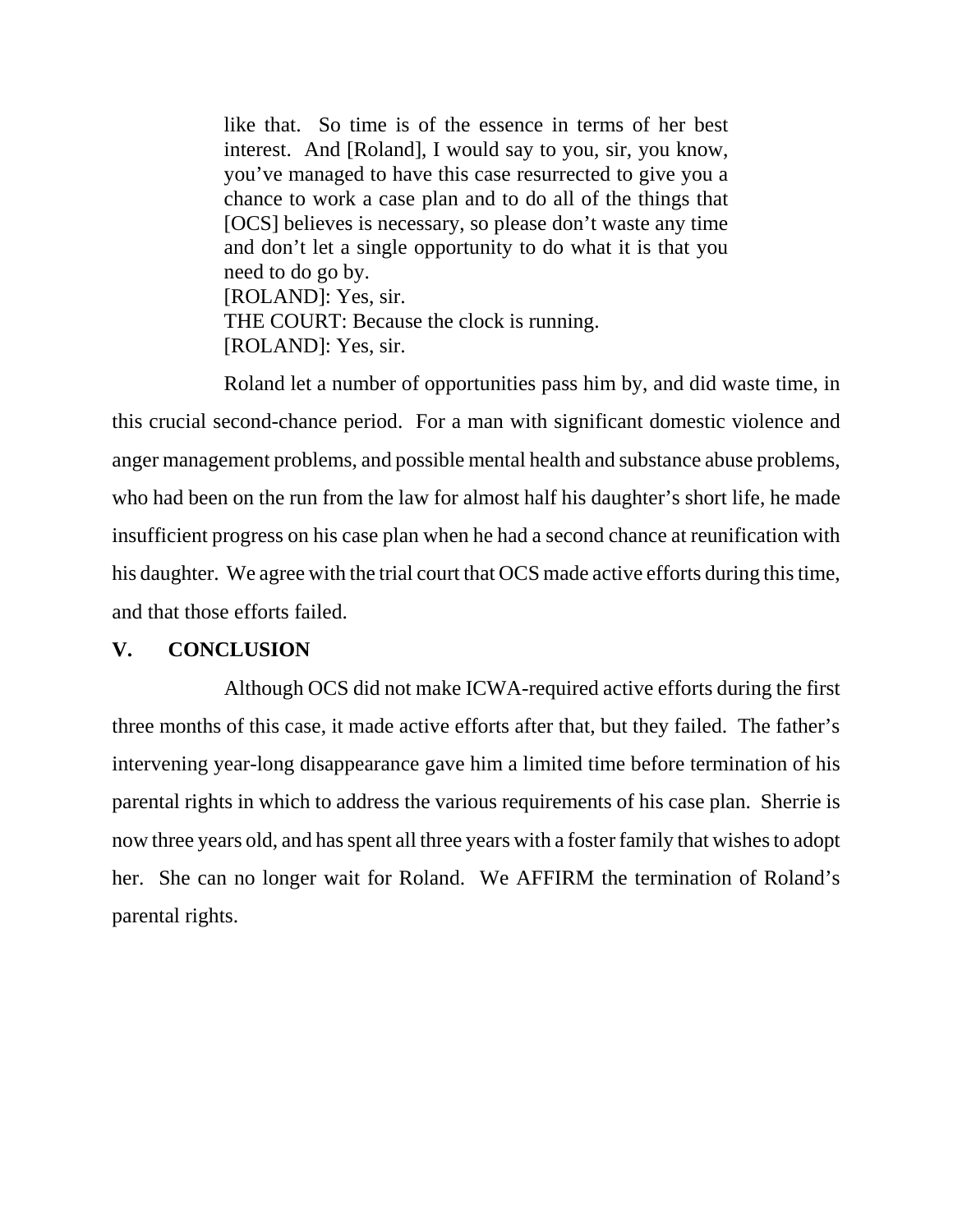> like that. So time is of the essence in terms of her best interest. And [Roland], I would say to you, sir, you know, you've managed to have this case resurrected to give you a chance to work a case plan and to do all of the things that [OCS] believes is necessary, so please don't waste any time and don't let a single opportunity to do what it is that you need to do go by.
> [ROLAND]: Yes, sir.
> THE COURT: Because the clock is running.
> [ROLAND]: Yes, sir.

Roland let a number of opportunities pass him by, and did waste time, in this crucial second-chance period. For a man with significant domestic violence and anger management problems, and possible mental health and substance abuse problems, who had been on the run from the law for almost half his daughter's short life, he made insufficient progress on his case plan when he had a second chance at reunification with his daughter. We agree with the trial court that OCS made active efforts during this time, and that those efforts failed.

## V. CONCLUSION

Although OCS did not make ICWA-required active efforts during the first three months of this case, it made active efforts after that, but they failed. The father's intervening year-long disappearance gave him a limited time before termination of his parental rights in which to address the various requirements of his case plan. Sherrie is now three years old, and has spent all three years with a foster family that wishes to adopt her. She can no longer wait for Roland. We AFFIRM the termination of Roland's parental rights.